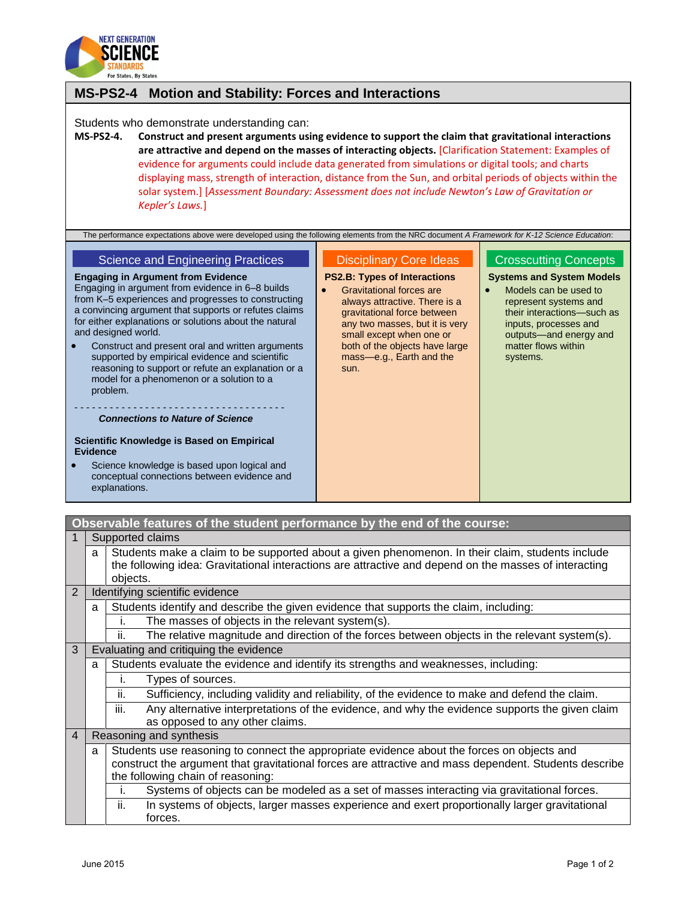# MS-PS2-4 Motion and Stability: Forces and Interactions

Students who demonstrate understanding can:

**MS-PS2-4. Construct and present arguments using evidence to support the claim that gravitational interactions are attractive and depend on the masses of interacting objects.** [Clarification Statement: Examples of evidence for arguments could include data generated from simulations or digital tools; and charts displaying mass, strength of interaction, distance from the Sun, and orbital periods of objects within the solar system.] [*Assessment Boundary: Assessment does not include Newton's Law of Gravitation or Kepler's Laws.*]

The performance expectations above were developed using the following elements from the NRC document *A Framework for K-12 Science Education*:

## Science and Engineering Practices

**Engaging in Argument from Evidence**

Engaging in argument from evidence in 6–8 builds from K–5 experiences and progresses to constructing a convincing argument that supports or refutes claims for either explanations or solutions about the natural and designed world.

- Construct and present oral and written arguments supported by empirical evidence and scientific reasoning to support or refute an explanation or a model for a phenomenon or a solution to a problem.

- - - - - - - - - - - - - - - - - - - - - - - - - - - - - - - - - - - - -

***Connections to Nature of Science***

**Scientific Knowledge is Based on Empirical Evidence**

- Science knowledge is based upon logical and conceptual connections between evidence and explanations.

## Disciplinary Core Ideas

**PS2.B: Types of Interactions**

- Gravitational forces are always attractive. There is a gravitational force between any two masses, but it is very small except when one or both of the objects have large mass—e.g., Earth and the sun.

## Crosscutting Concepts

**Systems and System Models**

- Models can be used to represent systems and their interactions—such as inputs, processes and outputs—and energy and matter flows within systems.

## Observable features of the student performance by the end of the course:

| | | | |
|---|---|---|---|
| 1 | Supported claims | | |
| | a | Students make a claim to be supported about a given phenomenon. In their claim, students include the following idea: Gravitational interactions are attractive and depend on the masses of interacting objects. | |
| 2 | Identifying scientific evidence | | |
| | a | Students identify and describe the given evidence that supports the claim, including: | |
| | | i. | The masses of objects in the relevant system(s). |
| | | ii. | The relative magnitude and direction of the forces between objects in the relevant system(s). |
| 3 | Evaluating and critiquing the evidence | | |
| | a | Students evaluate the evidence and identify its strengths and weaknesses, including: | |
| | | i. | Types of sources. |
| | | ii. | Sufficiency, including validity and reliability, of the evidence to make and defend the claim. |
| | | iii. | Any alternative interpretations of the evidence, and why the evidence supports the given claim as opposed to any other claims. |
| 4 | Reasoning and synthesis | | |
| | a | Students use reasoning to connect the appropriate evidence about the forces on objects and construct the argument that gravitational forces are attractive and mass dependent. Students describe the following chain of reasoning: | |
| | | i. | Systems of objects can be modeled as a set of masses interacting via gravitational forces. |
| | | ii. | In systems of objects, larger masses experience and exert proportionally larger gravitational forces. |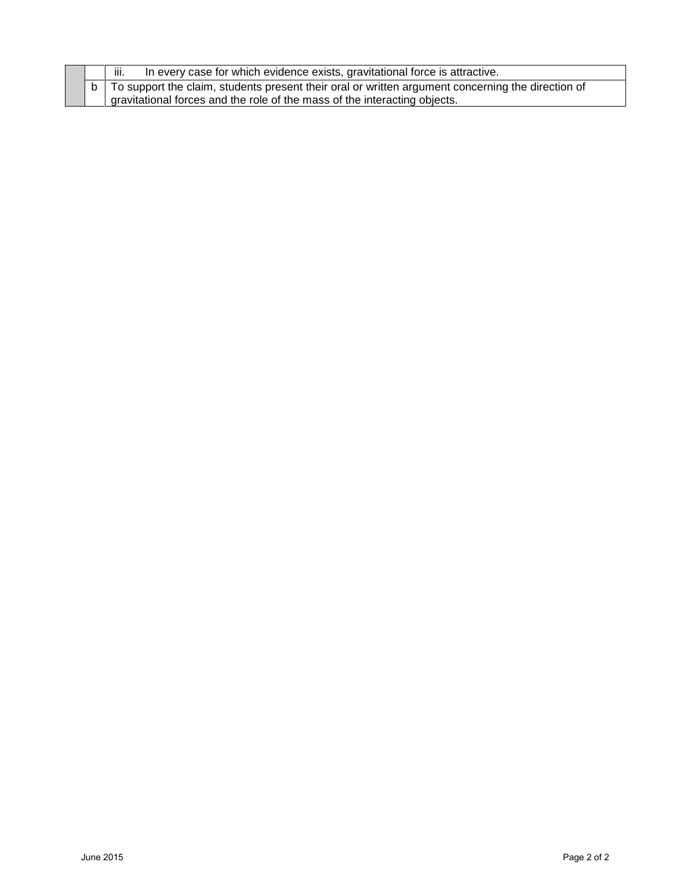| | | |
|---|---|---|
| | | iii. In every case for which evidence exists, gravitational force is attractive. |
| | b | To support the claim, students present their oral or written argument concerning the direction of gravitational forces and the role of the mass of the interacting objects. |